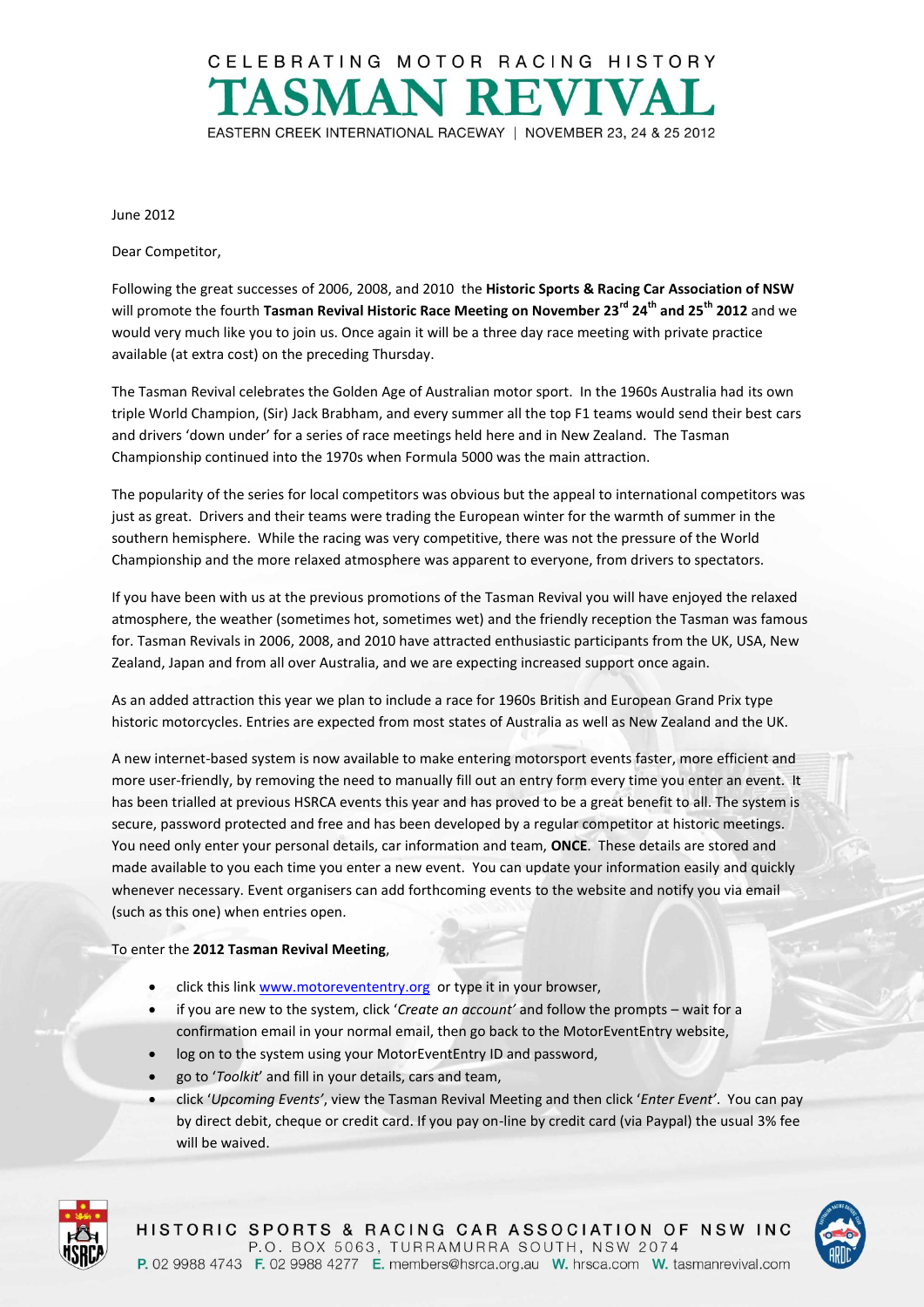CELEBRATING MOTOR RACING HISTORY

# TASMAN REVIVAL

EASTERN CREEK INTERNATIONAL RACEWAY | NOVEMBER 23, 24 & 25 2012

June 2012

Dear Competitor,

Following the great successes of 2006, 2008, and 2010 the **Historic Sports & Racing Car Association of NSW** will promote the fourth **Tasman Revival Historic Race Meeting on November 23rd 24th and 25th 2012** and we would very much like you to join us. Once again it will be a three day race meeting with private practice available (at extra cost) on the preceding Thursday.

The Tasman Revival celebrates the Golden Age of Australian motor sport. In the 1960s Australia had its own triple World Champion, (Sir) Jack Brabham, and every summer all the top F1 teams would send their best cars and drivers 'down under' for a series of race meetings held here and in New Zealand. The Tasman Championship continued into the 1970s when Formula 5000 was the main attraction.

The popularity of the series for local competitors was obvious but the appeal to international competitors was just as great. Drivers and their teams were trading the European winter for the warmth of summer in the southern hemisphere. While the racing was very competitive, there was not the pressure of the World Championship and the more relaxed atmosphere was apparent to everyone, from drivers to spectators.

If you have been with us at the previous promotions of the Tasman Revival you will have enjoyed the relaxed atmosphere, the weather (sometimes hot, sometimes wet) and the friendly reception the Tasman was famous for. Tasman Revivals in 2006, 2008, and 2010 have attracted enthusiastic participants from the UK, USA, New Zealand, Japan and from all over Australia, and we are expecting increased support once again.

As an added attraction this year we plan to include a race for 1960s British and European Grand Prix type historic motorcycles. Entries are expected from most states of Australia as well as New Zealand and the UK.

A new internet-based system is now available to make entering motorsport events faster, more efficient and more user-friendly, by removing the need to manually fill out an entry form every time you enter an event. It has been trialled at previous HSRCA events this year and has proved to be a great benefit to all. The system is secure, password protected and free and has been developed by a regular competitor at historic meetings. You need only enter your personal details, car information and team, **ONCE**. These details are stored and made available to you each time you enter a new event. You can update your information easily and quickly whenever necessary. Event organisers can add forthcoming events to the website and notify you via email (such as this one) when entries open.

To enter the **2012 Tasman Revival Meeting**,

- click this link [www.motoreventenry.org](www.motoreventenry.org) or type it in your browser,
- if you are new to the system, click '*Create an account*' and follow the prompts – wait for a confirmation email in your normal email, then go back to the MotorEventEntry website,
- log on to the system using your MotorEventEntry ID and password,
- go to '*Toolkit*' and fill in your details, cars and team,
- click '*Upcoming Events*', view the Tasman Revival Meeting and then click '*Enter Event*'. You can pay by direct debit, cheque or credit card. If you pay on-line by credit card (via Paypal) the usual 3% fee will be waived.

HISTORIC SPORTS & RACING CAR ASSOCIATION OF NSW INC
P.O. BOX 5063, TURRAMURRA SOUTH, NSW 2074
P. 02 9988 4743 F. 02 9988 4277 E. members@hsrca.org.au W. hrsca.com W. tasmanrevival.com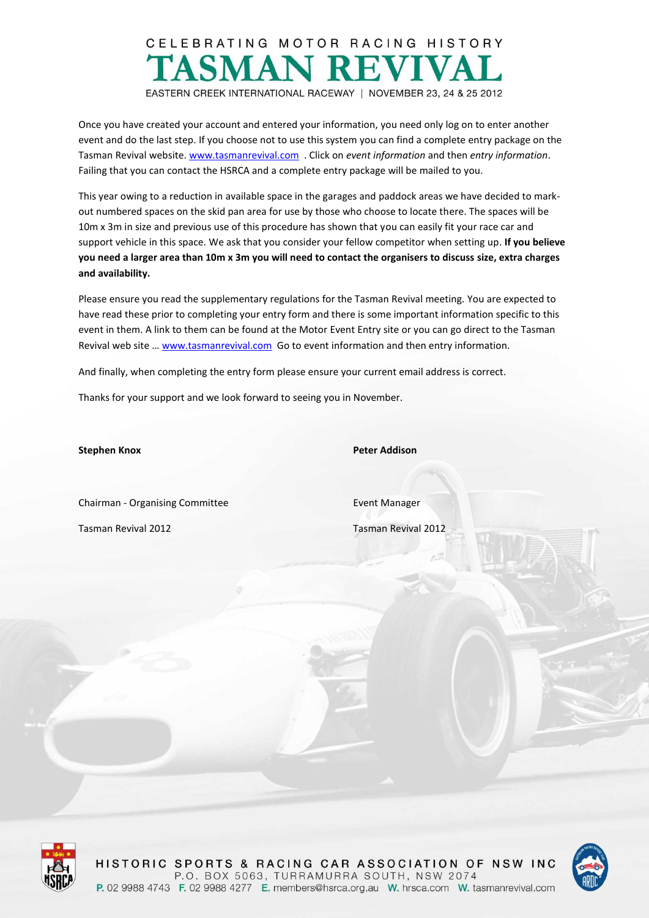Once you have created your account and entered your information, you need only log on to enter another event and do the last step. If you choose not to use this system you can find a complete entry package on the Tasman Revival website. www.tasmanrevival.com . Click on *event information* and then *entry information*. Failing that you can contact the HSRCA and a complete entry package will be mailed to you.

This year owing to a reduction in available space in the garages and paddock areas we have decided to mark-out numbered spaces on the skid pan area for use by those who choose to locate there. The spaces will be 10m x 3m in size and previous use of this procedure has shown that you can easily fit your race car and support vehicle in this space. We ask that you consider your fellow competitor when setting up. **If you believe you need a larger area than 10m x 3m you will need to contact the organisers to discuss size, extra charges and availability.**

Please ensure you read the supplementary regulations for the Tasman Revival meeting. You are expected to have read these prior to completing your entry form and there is some important information specific to this event in them. A link to them can be found at the Motor Event Entry site or you can go direct to the Tasman Revival web site … www.tasmanrevival.com Go to event information and then entry information.

And finally, when completing the entry form please ensure your current email address is correct.

Thanks for your support and we look forward to seeing you in November.

**Stephen Knox**

Chairman - Organising Committee

Tasman Revival 2012

**Peter Addison**

Event Manager

Tasman Revival 2012